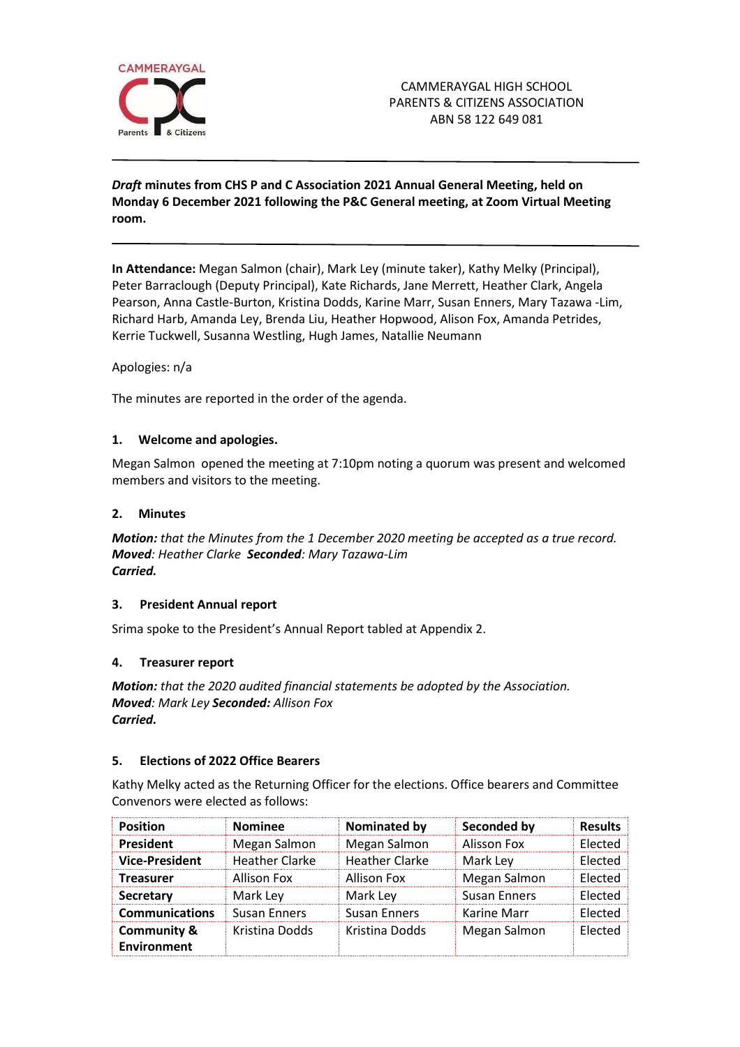CAMMERAYGAL HIGH SCHOOL
PARENTS & CITIZENS ASSOCIATION
ABN 58 122 649 081

---

***Draft* minutes from CHS P and C Association 2021 Annual General Meeting, held on Monday 6 December 2021 following the P&C General meeting, at Zoom Virtual Meeting room.**

---

**In Attendance:** Megan Salmon (chair), Mark Ley (minute taker), Kathy Melky (Principal), Peter Barraclough (Deputy Principal), Kate Richards, Jane Merrett, Heather Clark, Angela Pearson, Anna Castle-Burton, Kristina Dodds, Karine Marr, Susan Enners, Mary Tazawa -Lim, Richard Harb, Amanda Ley, Brenda Liu, Heather Hopwood, Alison Fox, Amanda Petrides, Kerrie Tuckwell, Susanna Westling, Hugh James, Natallie Neumann

Apologies: n/a

The minutes are reported in the order of the agenda.

## 1. Welcome and apologies.

Megan Salmon opened the meeting at 7:10pm noting a quorum was present and welcomed members and visitors to the meeting.

## 2. Minutes

***Motion:*** *that the Minutes from the 1 December 2020 meeting be accepted as a true record.*
***Moved****: Heather Clarke* ***Seconded****: Mary Tazawa-Lim*
***Carried.***

## 3. President Annual report

Srima spoke to the President's Annual Report tabled at Appendix 2.

## 4. Treasurer report

***Motion:*** *that the 2020 audited financial statements be adopted by the Association.*
***Moved****: Mark Ley* ***Seconded:*** *Allison Fox*
***Carried.***

## 5. Elections of 2022 Office Bearers

Kathy Melky acted as the Returning Officer for the elections. Office bearers and Committee Convenors were elected as follows:

| Position | Nominee | Nominated by | Seconded by | Results |
|---|---|---|---|---|
| **President** | Megan Salmon | Megan Salmon | Alisson Fox | Elected |
| **Vice-President** | Heather Clarke | Heather Clarke | Mark Ley | Elected |
| **Treasurer** | Allison Fox | Allison Fox | Megan Salmon | Elected |
| **Secretary** | Mark Ley | Mark Ley | Susan Enners | Elected |
| **Communications** | Susan Enners | Susan Enners | Karine Marr | Elected |
| **Community & Environment** | Kristina Dodds | Kristina Dodds | Megan Salmon | Elected |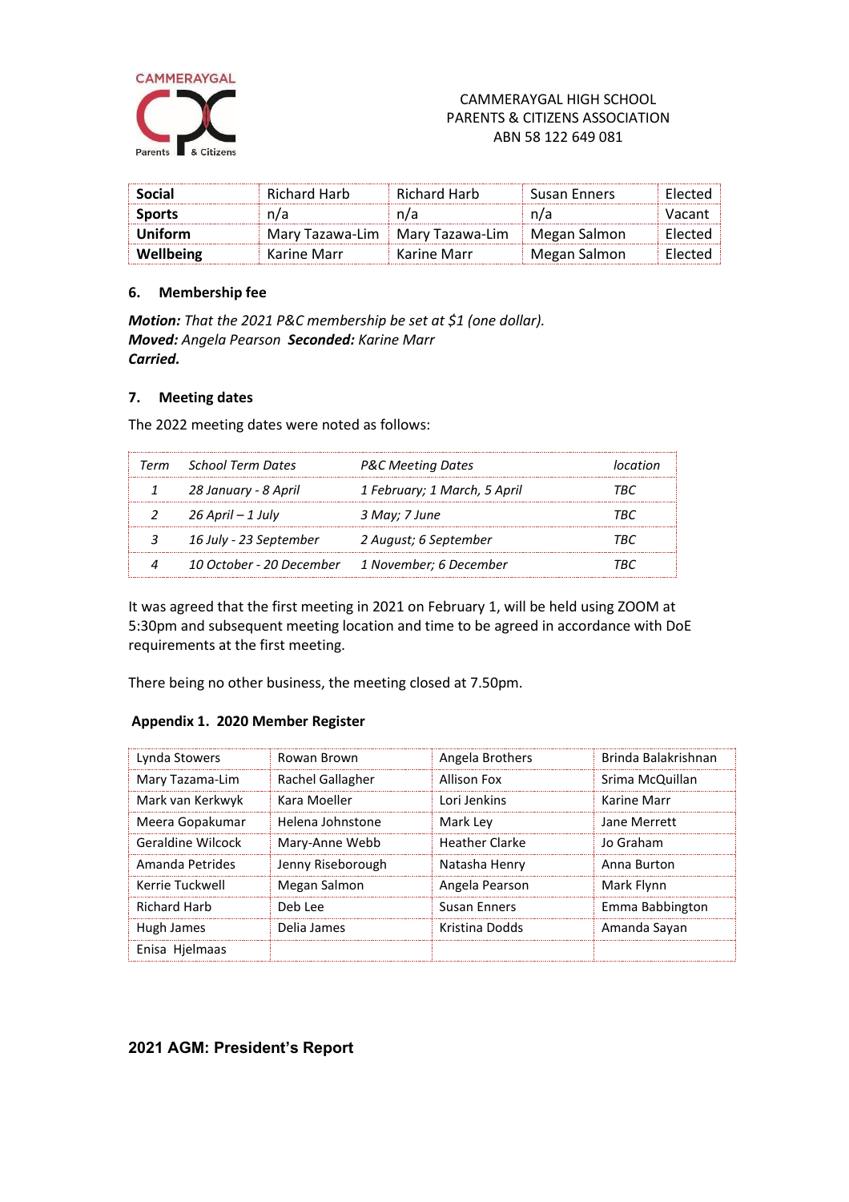CAMMERAYGAL HIGH SCHOOL
PARENTS & CITIZENS ASSOCIATION
ABN 58 122 649 081

| **Social** | Richard Harb | Richard Harb | Susan Enners | Elected |
|---|---|---|---|---|
| **Sports** | n/a | n/a | n/a | Vacant |
| **Uniform** | Mary Tazawa-Lim | Mary Tazawa-Lim | Megan Salmon | Elected |
| **Wellbeing** | Karine Marr | Karine Marr | Megan Salmon | Elected |

### 6. Membership fee

***Motion:*** *That the 2021 P&C membership be set at $1 (one dollar).*
***Moved:*** *Angela Pearson* ***Seconded:*** *Karine Marr*
***Carried.***

### 7. Meeting dates

The 2022 meeting dates were noted as follows:

| *Term* | *School Term Dates* | *P&C Meeting Dates* | *location* |
|---|---|---|---|
| *1* | *28 January - 8 April* | *1 February; 1 March, 5 April* | *TBC* |
| *2* | *26 April – 1 July* | *3 May; 7 June* | *TBC* |
| *3* | *16 July - 23 September* | *2 August; 6 September* | *TBC* |
| *4* | *10 October - 20 December* | *1 November; 6 December* | *TBC* |

It was agreed that the first meeting in 2021 on February 1, will be held using ZOOM at 5:30pm and subsequent meeting location and time to be agreed in accordance with DoE requirements at the first meeting.

There being no other business, the meeting closed at 7.50pm.

**Appendix 1. 2020 Member Register**

| Lynda Stowers | Rowan Brown | Angela Brothers | Brinda Balakrishnan |
|---|---|---|---|
| Mary Tazama-Lim | Rachel Gallagher | Allison Fox | Srima McQuillan |
| Mark van Kerkwyk | Kara Moeller | Lori Jenkins | Karine Marr |
| Meera Gopakumar | Helena Johnstone | Mark Ley | Jane Merrett |
| Geraldine Wilcock | Mary-Anne Webb | Heather Clarke | Jo Graham |
| Amanda Petrides | Jenny Riseborough | Natasha Henry | Anna Burton |
| Kerrie Tuckwell | Megan Salmon | Angela Pearson | Mark Flynn |
| Richard Harb | Deb Lee | Susan Enners | Emma Babbington |
| Hugh James | Delia James | Kristina Dodds | Amanda Sayan |
| Enisa Hjelmaas | | | |

## 2021 AGM: President's Report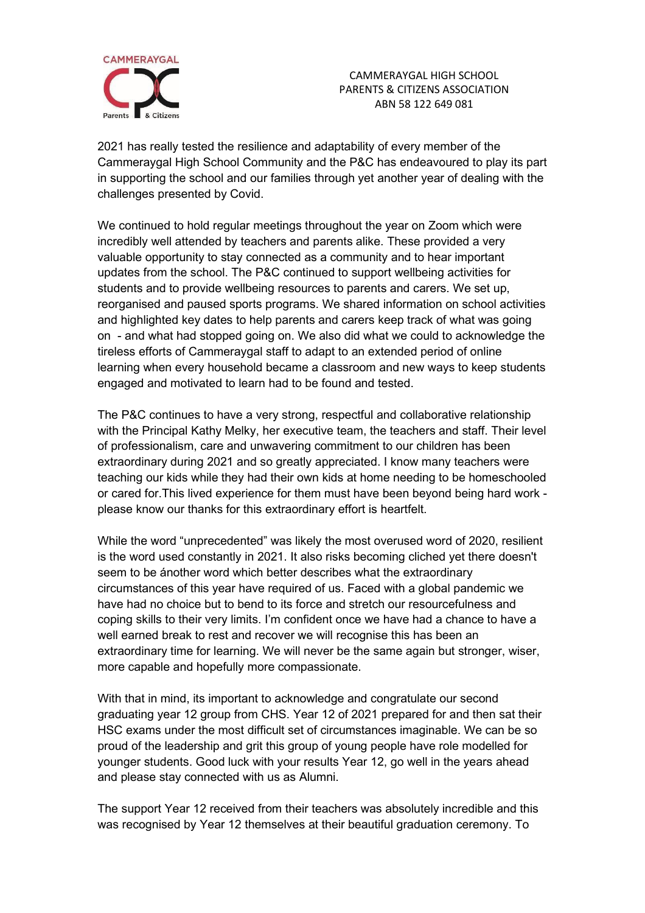CAMMERAYGAL HIGH SCHOOL
PARENTS & CITIZENS ASSOCIATION
ABN 58 122 649 081

2021 has really tested the resilience and adaptability of every member of the Cammeraygal High School Community and the P&C has endeavoured to play its part in supporting the school and our families through yet another year of dealing with the challenges presented by Covid.

We continued to hold regular meetings throughout the year on Zoom which were incredibly well attended by teachers and parents alike. These provided a very valuable opportunity to stay connected as a community and to hear important updates from the school. The P&C continued to support wellbeing activities for students and to provide wellbeing resources to parents and carers. We set up, reorganised and paused sports programs. We shared information on school activities and highlighted key dates to help parents and carers keep track of what was going on - and what had stopped going on. We also did what we could to acknowledge the tireless efforts of Cammeraygal staff to adapt to an extended period of online learning when every household became a classroom and new ways to keep students engaged and motivated to learn had to be found and tested.

The P&C continues to have a very strong, respectful and collaborative relationship with the Principal Kathy Melky, her executive team, the teachers and staff. Their level of professionalism, care and unwavering commitment to our children has been extraordinary during 2021 and so greatly appreciated. I know many teachers were teaching our kids while they had their own kids at home needing to be homeschooled or cared for.This lived experience for them must have been beyond being hard work - please know our thanks for this extraordinary effort is heartfelt.

While the word "unprecedented" was likely the most overused word of 2020, resilient is the word used constantly in 2021. It also risks becoming cliched yet there doesn't seem to be ánother word which better describes what the extraordinary circumstances of this year have required of us. Faced with a global pandemic we have had no choice but to bend to its force and stretch our resourcefulness and coping skills to their very limits. I'm confident once we have had a chance to have a well earned break to rest and recover we will recognise this has been an extraordinary time for learning. We will never be the same again but stronger, wiser, more capable and hopefully more compassionate.

With that in mind, its important to acknowledge and congratulate our second graduating year 12 group from CHS. Year 12 of 2021 prepared for and then sat their HSC exams under the most difficult set of circumstances imaginable. We can be so proud of the leadership and grit this group of young people have role modelled for younger students. Good luck with your results Year 12, go well in the years ahead and please stay connected with us as Alumni.

The support Year 12 received from their teachers was absolutely incredible and this was recognised by Year 12 themselves at their beautiful graduation ceremony. To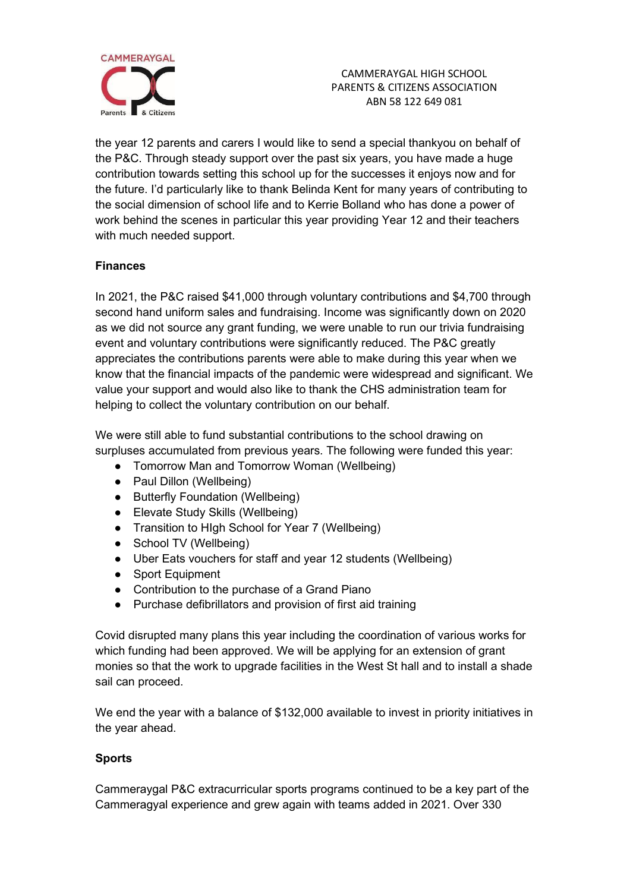the year 12 parents and carers I would like to send a special thankyou on behalf of the P&C. Through steady support over the past six years, you have made a huge contribution towards setting this school up for the successes it enjoys now and for the future. I'd particularly like to thank Belinda Kent for many years of contributing to the social dimension of school life and to Kerrie Bolland who has done a power of work behind the scenes in particular this year providing Year 12 and their teachers with much needed support.

**Finances**

In 2021, the P&C raised $41,000 through voluntary contributions and $4,700 through second hand uniform sales and fundraising. Income was significantly down on 2020 as we did not source any grant funding, we were unable to run our trivia fundraising event and voluntary contributions were significantly reduced. The P&C greatly appreciates the contributions parents were able to make during this year when we know that the financial impacts of the pandemic were widespread and significant. We value your support and would also like to thank the CHS administration team for helping to collect the voluntary contribution on our behalf.

We were still able to fund substantial contributions to the school drawing on surpluses accumulated from previous years. The following were funded this year:

- Tomorrow Man and Tomorrow Woman (Wellbeing)
- Paul Dillon (Wellbeing)
- Butterfly Foundation (Wellbeing)
- Elevate Study Skills (Wellbeing)
- Transition to HIgh School for Year 7 (Wellbeing)
- School TV (Wellbeing)
- Uber Eats vouchers for staff and year 12 students (Wellbeing)
- Sport Equipment
- Contribution to the purchase of a Grand Piano
- Purchase defibrillators and provision of first aid training

Covid disrupted many plans this year including the coordination of various works for which funding had been approved. We will be applying for an extension of grant monies so that the work to upgrade facilities in the West St hall and to install a shade sail can proceed.

We end the year with a balance of $132,000 available to invest in priority initiatives in the year ahead.

**Sports**

Cammeraygal P&C extracurricular sports programs continued to be a key part of the Cammeragyal experience and grew again with teams added in 2021. Over 330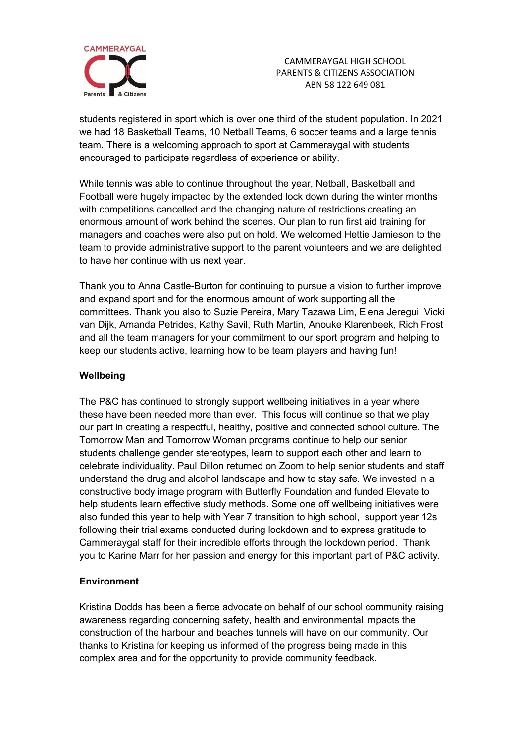students registered in sport which is over one third of the student population. In 2021 we had 18 Basketball Teams, 10 Netball Teams, 6 soccer teams and a large tennis team. There is a welcoming approach to sport at Cammeraygal with students encouraged to participate regardless of experience or ability.

While tennis was able to continue throughout the year, Netball, Basketball and Football were hugely impacted by the extended lock down during the winter months with competitions cancelled and the changing nature of restrictions creating an enormous amount of work behind the scenes. Our plan to run first aid training for managers and coaches were also put on hold. We welcomed Hettie Jamieson to the team to provide administrative support to the parent volunteers and we are delighted to have her continue with us next year.

Thank you to Anna Castle-Burton for continuing to pursue a vision to further improve and expand sport and for the enormous amount of work supporting all the committees. Thank you also to Suzie Pereira, Mary Tazawa Lim, Elena Jeregui, Vicki van Dijk, Amanda Petrides, Kathy Savil, Ruth Martin, Anouke Klarenbeek, Rich Frost and all the team managers for your commitment to our sport program and helping to keep our students active, learning how to be team players and having fun!

**Wellbeing**

The P&C has continued to strongly support wellbeing initiatives in a year where these have been needed more than ever. This focus will continue so that we play our part in creating a respectful, healthy, positive and connected school culture. The Tomorrow Man and Tomorrow Woman programs continue to help our senior students challenge gender stereotypes, learn to support each other and learn to celebrate individuality. Paul Dillon returned on Zoom to help senior students and staff understand the drug and alcohol landscape and how to stay safe. We invested in a constructive body image program with Butterfly Foundation and funded Elevate to help students learn effective study methods. Some one off wellbeing initiatives were also funded this year to help with Year 7 transition to high school, support year 12s following their trial exams conducted during lockdown and to express gratitude to Cammeraygal staff for their incredible efforts through the lockdown period. Thank you to Karine Marr for her passion and energy for this important part of P&C activity.

**Environment**

Kristina Dodds has been a fierce advocate on behalf of our school community raising awareness regarding concerning safety, health and environmental impacts the construction of the harbour and beaches tunnels will have on our community. Our thanks to Kristina for keeping us informed of the progress being made in this complex area and for the opportunity to provide community feedback.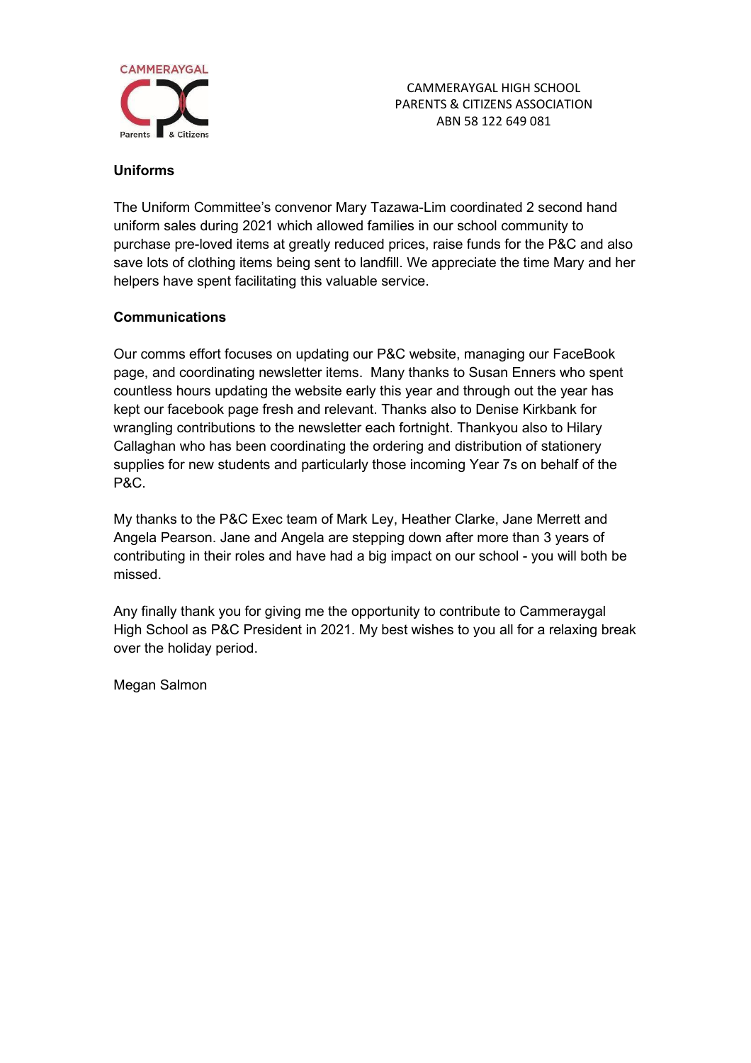CAMMERAYGAL HIGH SCHOOL
PARENTS & CITIZENS ASSOCIATION
ABN 58 122 649 081

**Uniforms**

The Uniform Committee's convenor Mary Tazawa-Lim coordinated 2 second hand uniform sales during 2021 which allowed families in our school community to purchase pre-loved items at greatly reduced prices, raise funds for the P&C and also save lots of clothing items being sent to landfill. We appreciate the time Mary and her helpers have spent facilitating this valuable service.

**Communications**

Our comms effort focuses on updating our P&C website, managing our FaceBook page, and coordinating newsletter items. Many thanks to Susan Enners who spent countless hours updating the website early this year and through out the year has kept our facebook page fresh and relevant. Thanks also to Denise Kirkbank for wrangling contributions to the newsletter each fortnight. Thankyou also to Hilary Callaghan who has been coordinating the ordering and distribution of stationery supplies for new students and particularly those incoming Year 7s on behalf of the P&C.

My thanks to the P&C Exec team of Mark Ley, Heather Clarke, Jane Merrett and Angela Pearson. Jane and Angela are stepping down after more than 3 years of contributing in their roles and have had a big impact on our school - you will both be missed.

Any finally thank you for giving me the opportunity to contribute to Cammeraygal High School as P&C President in 2021. My best wishes to you all for a relaxing break over the holiday period.

Megan Salmon